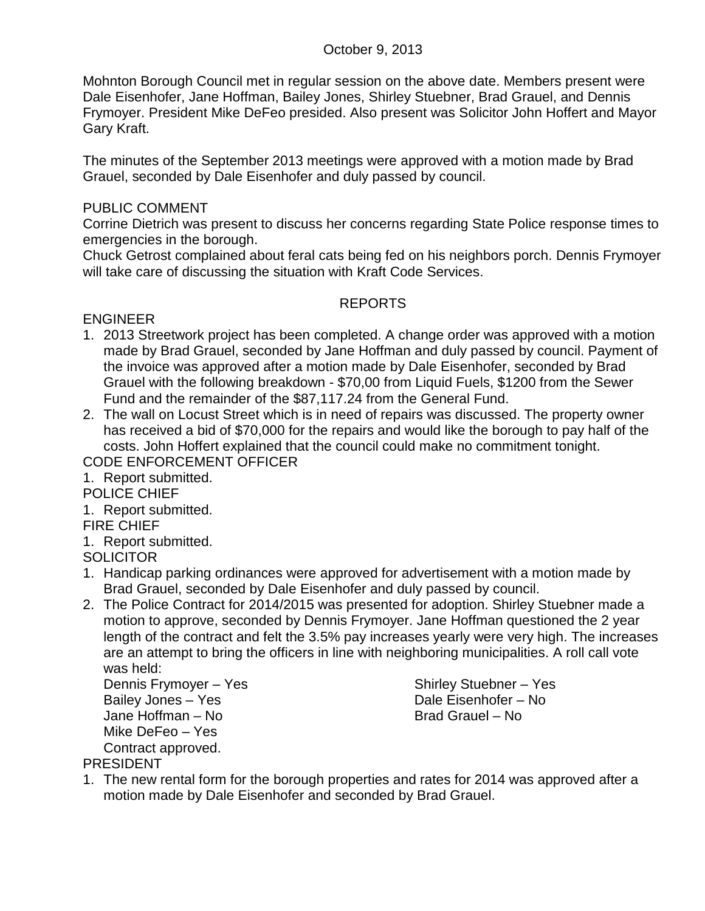October 9, 2013

Mohnton Borough Council met in regular session on the above date. Members present were Dale Eisenhofer, Jane Hoffman, Bailey Jones, Shirley Stuebner, Brad Grauel, and Dennis Frymoyer. President Mike DeFeo presided. Also present was Solicitor John Hoffert and Mayor Gary Kraft.

The minutes of the September 2013 meetings were approved with a motion made by Brad Grauel, seconded by Dale Eisenhofer and duly passed by council.

PUBLIC COMMENT

Corrine Dietrich was present to discuss her concerns regarding State Police response times to emergencies in the borough.

Chuck Getrost complained about feral cats being fed on his neighbors porch. Dennis Frymoyer will take care of discussing the situation with Kraft Code Services.

## REPORTS

ENGINEER

1. 2013 Streetwork project has been completed. A change order was approved with a motion made by Brad Grauel, seconded by Jane Hoffman and duly passed by council. Payment of the invoice was approved after a motion made by Dale Eisenhofer, seconded by Brad Grauel with the following breakdown - $70,00 from Liquid Fuels, $1200 from the Sewer Fund and the remainder of the $87,117.24 from the General Fund.
2. The wall on Locust Street which is in need of repairs was discussed. The property owner has received a bid of $70,000 for the repairs and would like the borough to pay half of the costs. John Hoffert explained that the council could make no commitment tonight.

CODE ENFORCEMENT OFFICER

1. Report submitted.

POLICE CHIEF

1. Report submitted.

FIRE CHIEF

1. Report submitted.

SOLICITOR

1. Handicap parking ordinances were approved for advertisement with a motion made by Brad Grauel, seconded by Dale Eisenhofer and duly passed by council.
2. The Police Contract for 2014/2015 was presented for adoption. Shirley Stuebner made a motion to approve, seconded by Dennis Frymoyer. Jane Hoffman questioned the 2 year length of the contract and felt the 3.5% pay increases yearly were very high. The increases are an attempt to bring the officers in line with neighboring municipalities. A roll call vote was held:

   Dennis Frymoyer – Yes
   Shirley Stuebner – Yes
   Bailey Jones – Yes
   Dale Eisenhofer – No
   Jane Hoffman – No
   Brad Grauel – No
   Mike DeFeo – Yes

   Contract approved.

PRESIDENT

1. The new rental form for the borough properties and rates for 2014 was approved after a motion made by Dale Eisenhofer and seconded by Brad Grauel.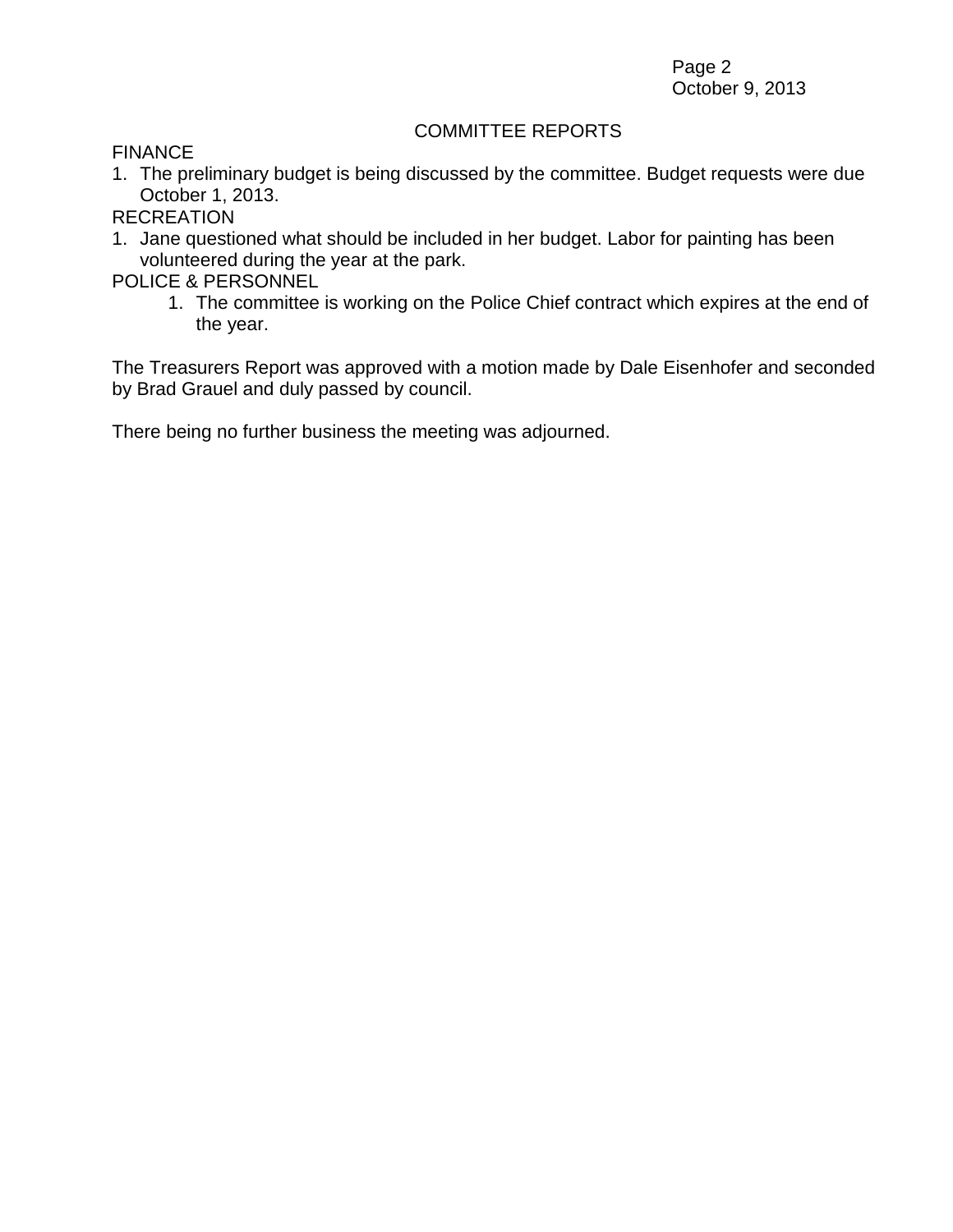## COMMITTEE REPORTS

FINANCE

1. The preliminary budget is being discussed by the committee. Budget requests were due October 1, 2013.

RECREATION

1. Jane questioned what should be included in her budget. Labor for painting has been volunteered during the year at the park.

POLICE & PERSONNEL

1. The committee is working on the Police Chief contract which expires at the end of the year.

The Treasurers Report was approved with a motion made by Dale Eisenhofer and seconded by Brad Grauel and duly passed by council.

There being no further business the meeting was adjourned.